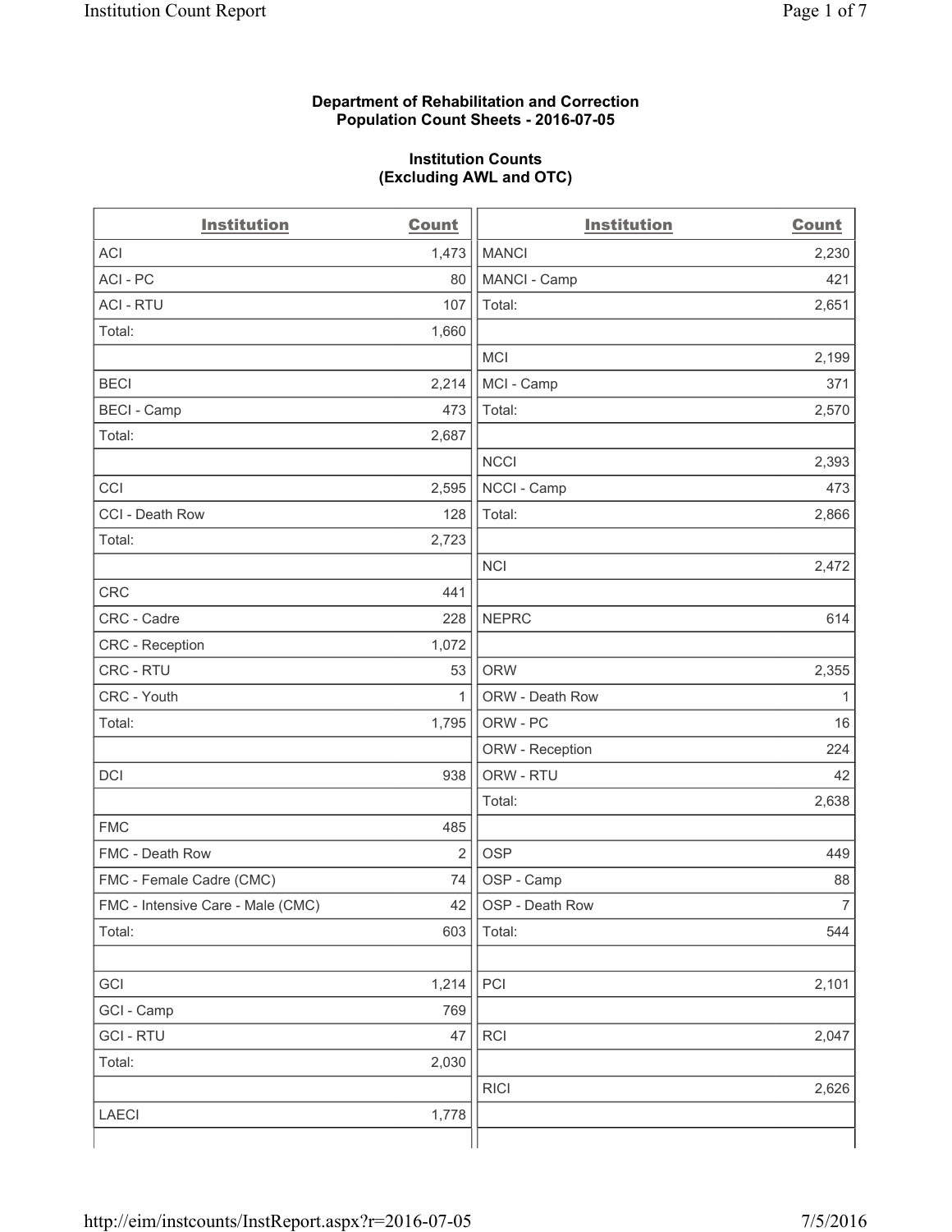**Department of Rehabilitation and Correction**
**Population Count Sheets - 2016-07-05**

**Institution Counts**
**(Excluding AWL and OTC)**

| Institution | Count | Institution | Count |
|---|---|---|---|
| ACI | 1,473 | MANCI | 2,230 |
| ACI - PC | 80 | MANCI - Camp | 421 |
| ACI - RTU | 107 | Total: | 2,651 |
| Total: | 1,660 | | |
| | | MCI | 2,199 |
| BECI | 2,214 | MCI - Camp | 371 |
| BECI - Camp | 473 | Total: | 2,570 |
| Total: | 2,687 | | |
| | | NCCI | 2,393 |
| CCI | 2,595 | NCCI - Camp | 473 |
| CCI - Death Row | 128 | Total: | 2,866 |
| Total: | 2,723 | | |
| | | NCI | 2,472 |
| CRC | 441 | | |
| CRC - Cadre | 228 | NEPRC | 614 |
| CRC - Reception | 1,072 | | |
| CRC - RTU | 53 | ORW | 2,355 |
| CRC - Youth | 1 | ORW - Death Row | 1 |
| Total: | 1,795 | ORW - PC | 16 |
| | | ORW - Reception | 224 |
| DCI | 938 | ORW - RTU | 42 |
| | | Total: | 2,638 |
| FMC | 485 | | |
| FMC - Death Row | 2 | OSP | 449 |
| FMC - Female Cadre (CMC) | 74 | OSP - Camp | 88 |
| FMC - Intensive Care - Male (CMC) | 42 | OSP - Death Row | 7 |
| Total: | 603 | Total: | 544 |
| | | | |
| GCI | 1,214 | PCI | 2,101 |
| GCI - Camp | 769 | | |
| GCI - RTU | 47 | RCI | 2,047 |
| Total: | 2,030 | | |
| | | RICI | 2,626 |
| LAECI | 1,778 | | |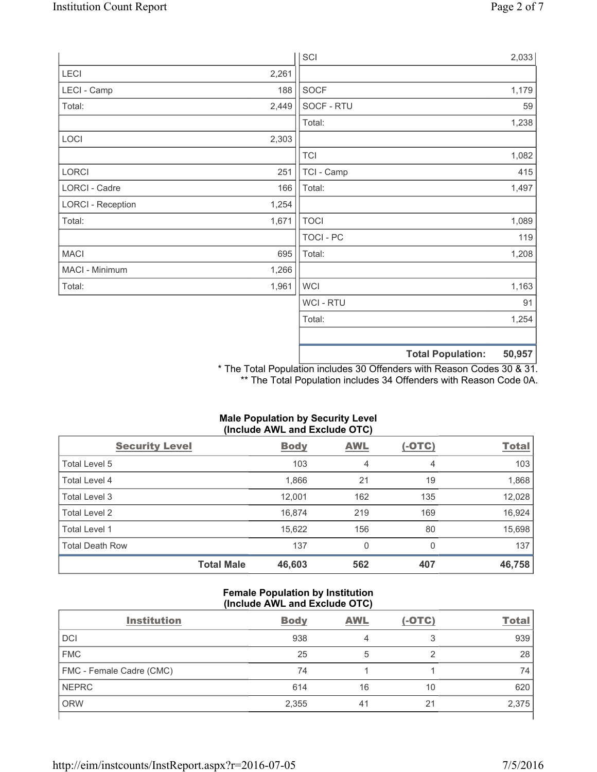| | |
|---|---|
| LECI | 2,261 |
| LECI - Camp | 188 |
| Total: | 2,449 |
| | |
| LOCI | 2,303 |
| | |
| LORCI | 251 |
| LORCI - Cadre | 166 |
| LORCI - Reception | 1,254 |
| Total: | 1,671 |
| | |
| MACI | 695 |
| MACI - Minimum | 1,266 |
| Total: | 1,961 |

| | |
|---|---|
| SCI | 2,033 |
| | |
| SOCF | 1,179 |
| SOCF - RTU | 59 |
| Total: | 1,238 |
| | |
| TCI | 1,082 |
| TCI - Camp | 415 |
| Total: | 1,497 |
| | |
| TOCI | 1,089 |
| TOCI - PC | 119 |
| Total: | 1,208 |
| | |
| WCI | 1,163 |
| WCI - RTU | 91 |
| Total: | 1,254 |
| | |
| **Total Population:** | **50,957** |

\* The Total Population includes 30 Offenders with Reason Codes 30 & 31.
\*\* The Total Population includes 34 Offenders with Reason Code 0A.

**Male Population by Security Level (Include AWL and Exclude OTC)**

| Security Level | Body | AWL | (-OTC) | Total |
|---|---|---|---|---|
| Total Level 5 | 103 | 4 | 4 | 103 |
| Total Level 4 | 1,866 | 21 | 19 | 1,868 |
| Total Level 3 | 12,001 | 162 | 135 | 12,028 |
| Total Level 2 | 16,874 | 219 | 169 | 16,924 |
| Total Level 1 | 15,622 | 156 | 80 | 15,698 |
| Total Death Row | 137 | 0 | 0 | 137 |
| **Total Male** | **46,603** | **562** | **407** | **46,758** |

**Female Population by Institution (Include AWL and Exclude OTC)**

| Institution | Body | AWL | (-OTC) | Total |
|---|---|---|---|---|
| DCI | 938 | 4 | 3 | 939 |
| FMC | 25 | 5 | 2 | 28 |
| FMC - Female Cadre (CMC) | 74 | 1 | 1 | 74 |
| NEPRC | 614 | 16 | 10 | 620 |
| ORW | 2,355 | 41 | 21 | 2,375 |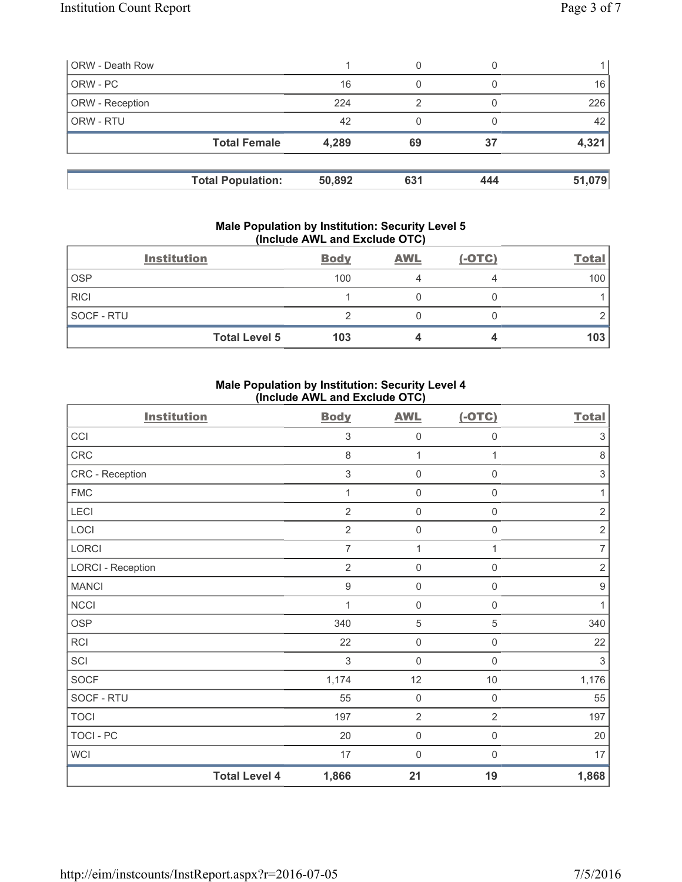| ORW - Death Row | 1 | 0 | 0 | 1 |
|---|---|---|---|---|
| ORW - PC | 16 | 0 | 0 | 16 |
| ORW - Reception | 224 | 2 | 0 | 226 |
| ORW - RTU | 42 | 0 | 0 | 42 |
| **Total Female** | **4,289** | **69** | **37** | **4,321** |

| **Total Population:** | **50,892** | **631** | **444** | **51,079** |
|---|---|---|---|---|

### Male Population by Institution: Security Level 5 (Include AWL and Exclude OTC)

| Institution | Body | AWL | (-OTC) | Total |
|---|---|---|---|---|
| OSP | 100 | 4 | 4 | 100 |
| RICI | 1 | 0 | 0 | 1 |
| SOCF - RTU | 2 | 0 | 0 | 2 |
| **Total Level 5** | **103** | **4** | **4** | **103** |

### Male Population by Institution: Security Level 4 (Include AWL and Exclude OTC)

| Institution | Body | AWL | (-OTC) | Total |
|---|---|---|---|---|
| CCI | 3 | 0 | 0 | 3 |
| CRC | 8 | 1 | 1 | 8 |
| CRC - Reception | 3 | 0 | 0 | 3 |
| FMC | 1 | 0 | 0 | 1 |
| LECI | 2 | 0 | 0 | 2 |
| LOCI | 2 | 0 | 0 | 2 |
| LORCI | 7 | 1 | 1 | 7 |
| LORCI - Reception | 2 | 0 | 0 | 2 |
| MANCI | 9 | 0 | 0 | 9 |
| NCCI | 1 | 0 | 0 | 1 |
| OSP | 340 | 5 | 5 | 340 |
| RCI | 22 | 0 | 0 | 22 |
| SCI | 3 | 0 | 0 | 3 |
| SOCF | 1,174 | 12 | 10 | 1,176 |
| SOCF - RTU | 55 | 0 | 0 | 55 |
| TOCI | 197 | 2 | 2 | 197 |
| TOCI - PC | 20 | 0 | 0 | 20 |
| WCI | 17 | 0 | 0 | 17 |
| **Total Level 4** | **1,866** | **21** | **19** | **1,868** |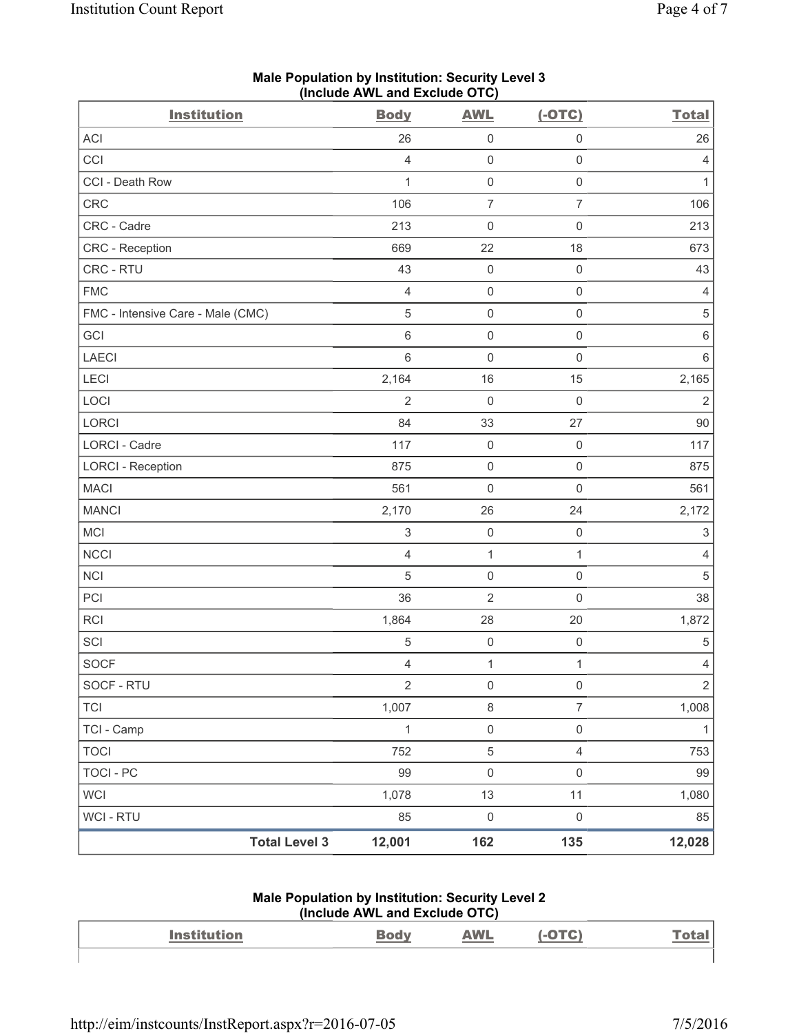### Male Population by Institution: Security Level 3 (Include AWL and Exclude OTC)

| Institution | Body | AWL | (-OTC) | Total |
|---|---|---|---|---|
| ACI | 26 | 0 | 0 | 26 |
| CCI | 4 | 0 | 0 | 4 |
| CCI - Death Row | 1 | 0 | 0 | 1 |
| CRC | 106 | 7 | 7 | 106 |
| CRC - Cadre | 213 | 0 | 0 | 213 |
| CRC - Reception | 669 | 22 | 18 | 673 |
| CRC - RTU | 43 | 0 | 0 | 43 |
| FMC | 4 | 0 | 0 | 4 |
| FMC - Intensive Care - Male (CMC) | 5 | 0 | 0 | 5 |
| GCI | 6 | 0 | 0 | 6 |
| LAECI | 6 | 0 | 0 | 6 |
| LECI | 2,164 | 16 | 15 | 2,165 |
| LOCI | 2 | 0 | 0 | 2 |
| LORCI | 84 | 33 | 27 | 90 |
| LORCI - Cadre | 117 | 0 | 0 | 117 |
| LORCI - Reception | 875 | 0 | 0 | 875 |
| MACI | 561 | 0 | 0 | 561 |
| MANCI | 2,170 | 26 | 24 | 2,172 |
| MCI | 3 | 0 | 0 | 3 |
| NCCI | 4 | 1 | 1 | 4 |
| NCI | 5 | 0 | 0 | 5 |
| PCI | 36 | 2 | 0 | 38 |
| RCI | 1,864 | 28 | 20 | 1,872 |
| SCI | 5 | 0 | 0 | 5 |
| SOCF | 4 | 1 | 1 | 4 |
| SOCF - RTU | 2 | 0 | 0 | 2 |
| TCI | 1,007 | 8 | 7 | 1,008 |
| TCI - Camp | 1 | 0 | 0 | 1 |
| TOCI | 752 | 5 | 4 | 753 |
| TOCI - PC | 99 | 0 | 0 | 99 |
| WCI | 1,078 | 13 | 11 | 1,080 |
| WCI - RTU | 85 | 0 | 0 | 85 |
| **Total Level 3** | **12,001** | **162** | **135** | **12,028** |

### Male Population by Institution: Security Level 2 (Include AWL and Exclude OTC)

| Institution | Body | AWL | (-OTC) | Total |
|---|---|---|---|---|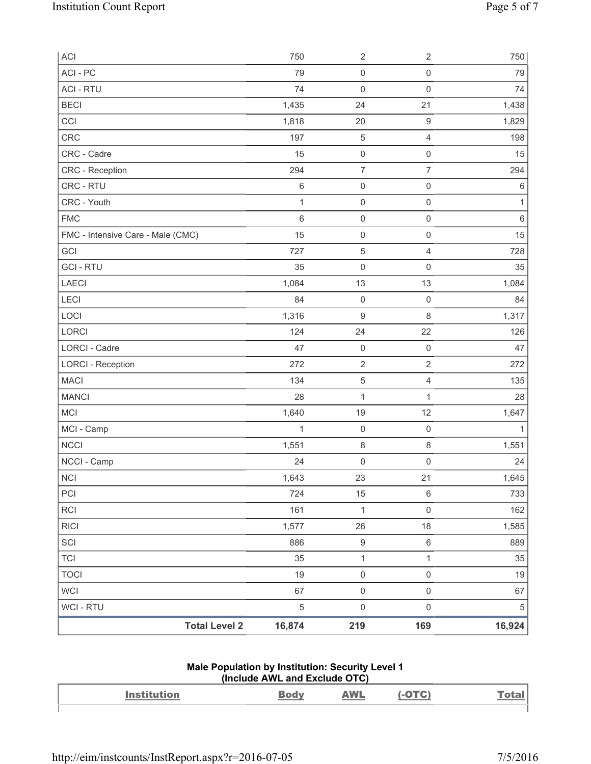| ACI | 750 | 2 | 2 | 750 |
|---|---|---|---|---|
| ACI - PC | 79 | 0 | 0 | 79 |
| ACI - RTU | 74 | 0 | 0 | 74 |
| BECI | 1,435 | 24 | 21 | 1,438 |
| CCI | 1,818 | 20 | 9 | 1,829 |
| CRC | 197 | 5 | 4 | 198 |
| CRC - Cadre | 15 | 0 | 0 | 15 |
| CRC - Reception | 294 | 7 | 7 | 294 |
| CRC - RTU | 6 | 0 | 0 | 6 |
| CRC - Youth | 1 | 0 | 0 | 1 |
| FMC | 6 | 0 | 0 | 6 |
| FMC - Intensive Care - Male (CMC) | 15 | 0 | 0 | 15 |
| GCI | 727 | 5 | 4 | 728 |
| GCI - RTU | 35 | 0 | 0 | 35 |
| LAECI | 1,084 | 13 | 13 | 1,084 |
| LECI | 84 | 0 | 0 | 84 |
| LOCI | 1,316 | 9 | 8 | 1,317 |
| LORCI | 124 | 24 | 22 | 126 |
| LORCI - Cadre | 47 | 0 | 0 | 47 |
| LORCI - Reception | 272 | 2 | 2 | 272 |
| MACI | 134 | 5 | 4 | 135 |
| MANCI | 28 | 1 | 1 | 28 |
| MCI | 1,640 | 19 | 12 | 1,647 |
| MCI - Camp | 1 | 0 | 0 | 1 |
| NCCI | 1,551 | 8 | 8 | 1,551 |
| NCCI - Camp | 24 | 0 | 0 | 24 |
| NCI | 1,643 | 23 | 21 | 1,645 |
| PCI | 724 | 15 | 6 | 733 |
| RCI | 161 | 1 | 0 | 162 |
| RICI | 1,577 | 26 | 18 | 1,585 |
| SCI | 886 | 9 | 6 | 889 |
| TCI | 35 | 1 | 1 | 35 |
| TOCI | 19 | 0 | 0 | 19 |
| WCI | 67 | 0 | 0 | 67 |
| WCI - RTU | 5 | 0 | 0 | 5 |
| **Total Level 2** | **16,874** | **219** | **169** | **16,924** |

### Male Population by Institution: Security Level 1 (Include AWL and Exclude OTC)

| Institution | Body | AWL | (-OTC) | Total |
|---|---|---|---|---|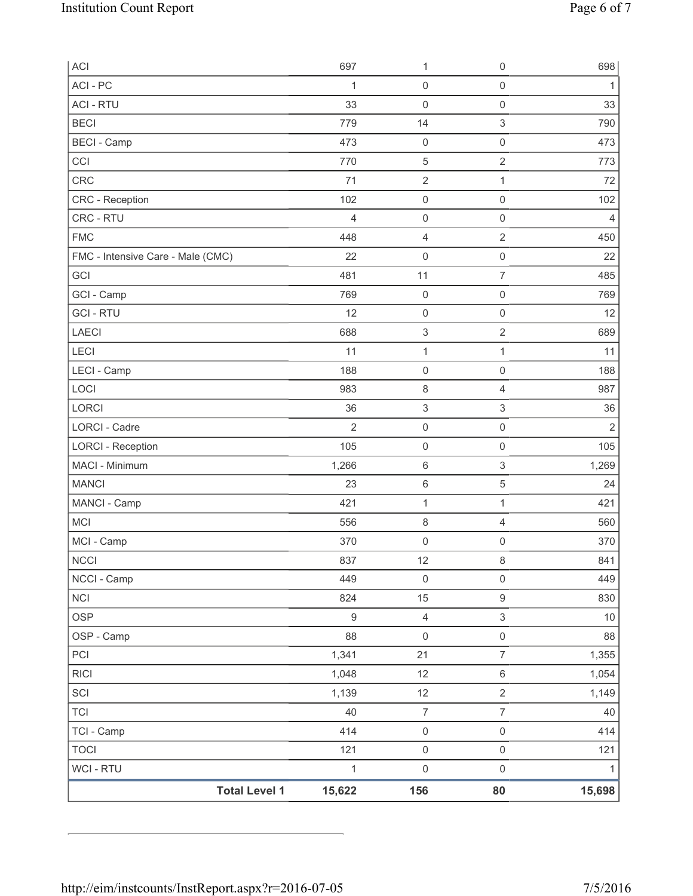| | | | | |
|---|---|---|---|---|
| ACI | 697 | 1 | 0 | 698 |
| ACI - PC | 1 | 0 | 0 | 1 |
| ACI - RTU | 33 | 0 | 0 | 33 |
| BECI | 779 | 14 | 3 | 790 |
| BECI - Camp | 473 | 0 | 0 | 473 |
| CCI | 770 | 5 | 2 | 773 |
| CRC | 71 | 2 | 1 | 72 |
| CRC - Reception | 102 | 0 | 0 | 102 |
| CRC - RTU | 4 | 0 | 0 | 4 |
| FMC | 448 | 4 | 2 | 450 |
| FMC - Intensive Care - Male (CMC) | 22 | 0 | 0 | 22 |
| GCI | 481 | 11 | 7 | 485 |
| GCI - Camp | 769 | 0 | 0 | 769 |
| GCI - RTU | 12 | 0 | 0 | 12 |
| LAECI | 688 | 3 | 2 | 689 |
| LECI | 11 | 1 | 1 | 11 |
| LECI - Camp | 188 | 0 | 0 | 188 |
| LOCI | 983 | 8 | 4 | 987 |
| LORCI | 36 | 3 | 3 | 36 |
| LORCI - Cadre | 2 | 0 | 0 | 2 |
| LORCI - Reception | 105 | 0 | 0 | 105 |
| MACI - Minimum | 1,266 | 6 | 3 | 1,269 |
| MANCI | 23 | 6 | 5 | 24 |
| MANCI - Camp | 421 | 1 | 1 | 421 |
| MCI | 556 | 8 | 4 | 560 |
| MCI - Camp | 370 | 0 | 0 | 370 |
| NCCI | 837 | 12 | 8 | 841 |
| NCCI - Camp | 449 | 0 | 0 | 449 |
| NCI | 824 | 15 | 9 | 830 |
| OSP | 9 | 4 | 3 | 10 |
| OSP - Camp | 88 | 0 | 0 | 88 |
| PCI | 1,341 | 21 | 7 | 1,355 |
| RICI | 1,048 | 12 | 6 | 1,054 |
| SCI | 1,139 | 12 | 2 | 1,149 |
| TCI | 40 | 7 | 7 | 40 |
| TCI - Camp | 414 | 0 | 0 | 414 |
| TOCI | 121 | 0 | 0 | 121 |
| WCI - RTU | 1 | 0 | 0 | 1 |
| **Total Level 1** | **15,622** | **156** | **80** | **15,698** |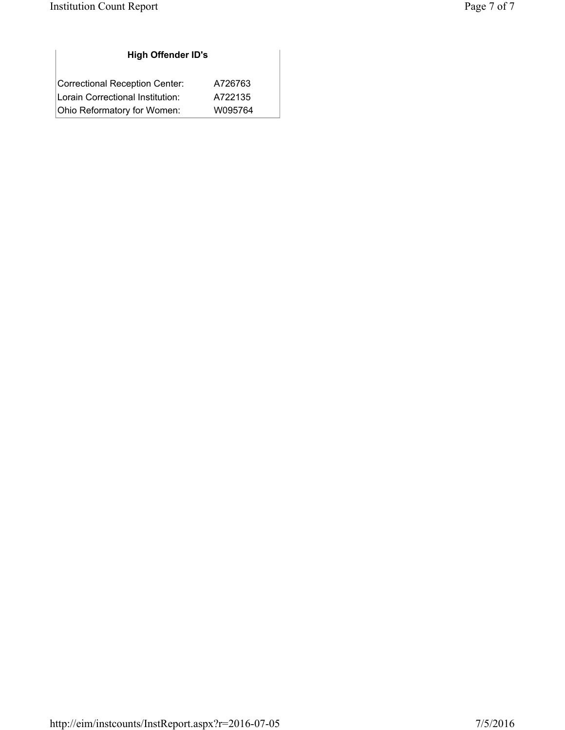## High Offender ID's

| | |
|---|---|
| Correctional Reception Center: | A726763 |
| Lorain Correctional Institution: | A722135 |
| Ohio Reformatory for Women: | W095764 |